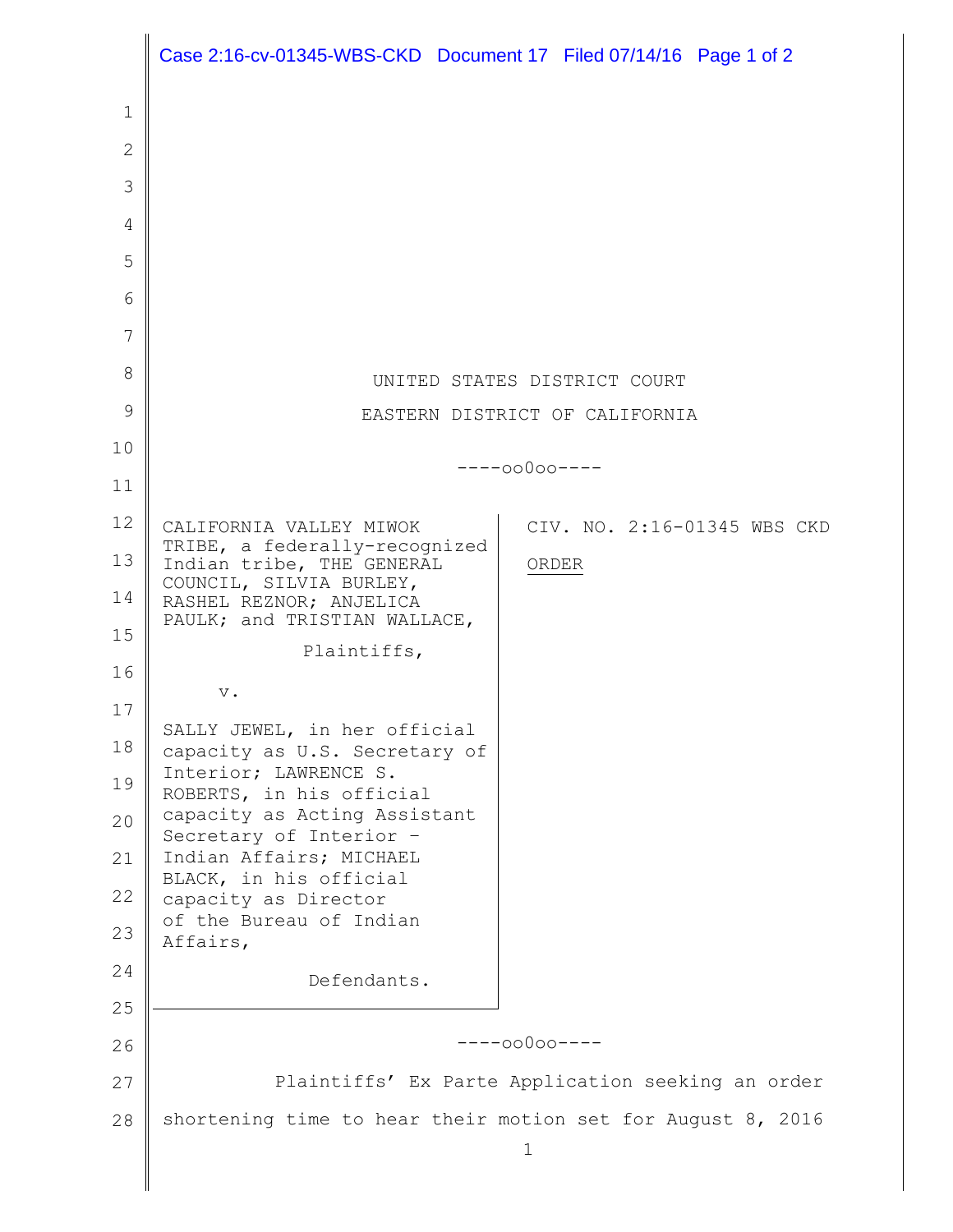UNITED STATES DISTRICT COURT

EASTERN DISTRICT OF CALIFORNIA

----oo0oo----

| | |
|---|---|
| CALIFORNIA VALLEY MIWOK TRIBE, a federally-recognized Indian tribe, THE GENERAL COUNCIL, SILVIA BURLEY, RASHEL REZNOR; ANJELICA PAULK; and TRISTIAN WALLACE,<br><br>Plaintiffs,<br><br>v.<br><br>SALLY JEWEL, in her official capacity as U.S. Secretary of Interior; LAWRENCE S. ROBERTS, in his official capacity as Acting Assistant Secretary of Interior – Indian Affairs; MICHAEL BLACK, in his official capacity as Director of the Bureau of Indian Affairs,<br><br>Defendants. | CIV. NO. 2:16-01345 WBS CKD<br><br>ORDER |

----oo0oo----

Plaintiffs' Ex Parte Application seeking an order shortening time to hear their motion set for August 8, 2016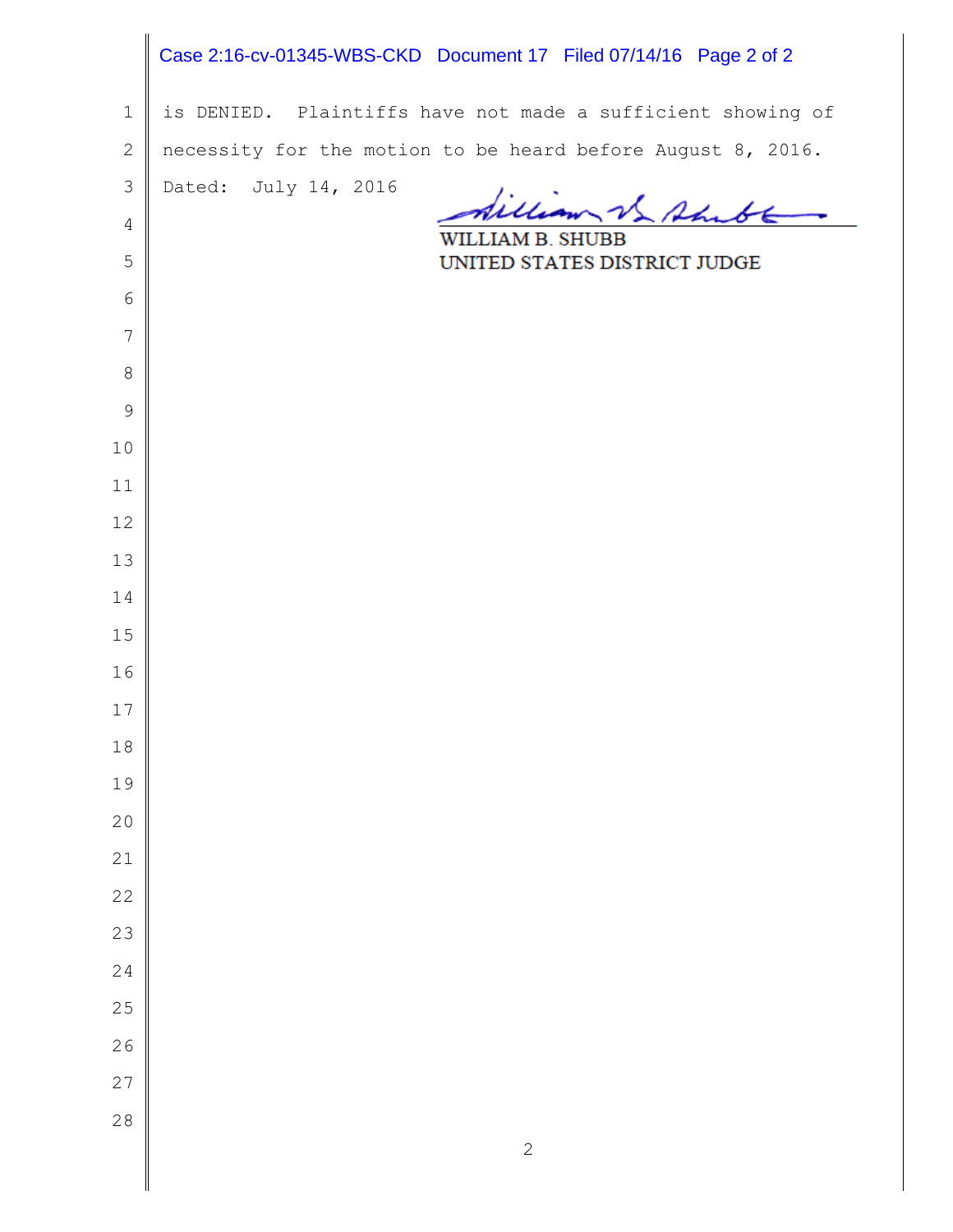is DENIED. Plaintiffs have not made a sufficient showing of necessity for the motion to be heard before August 8, 2016.

Dated: July 14, 2016

WILLIAM B. SHUBB
UNITED STATES DISTRICT JUDGE